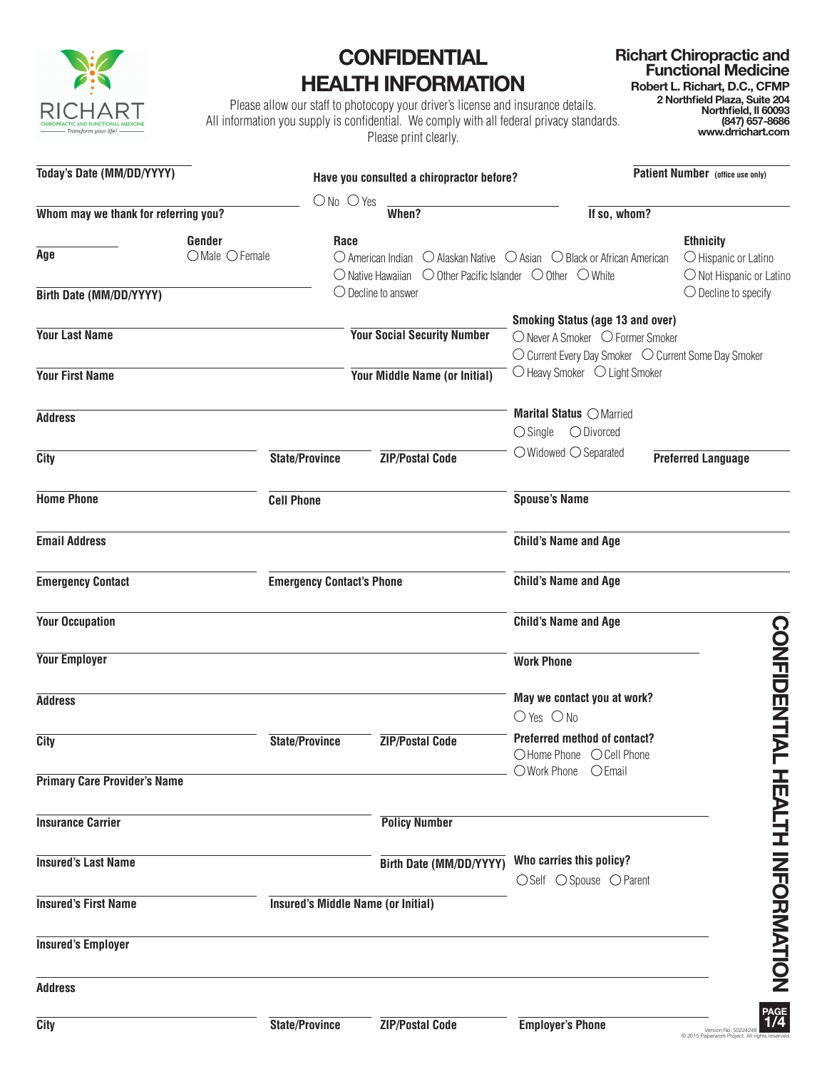# CONFIDENTIAL HEALTH INFORMATION

Please allow our staff to photocopy your driver's license and insurance details.
All information you supply is confidential. We comply with all federal privacy standards.
Please print clearly.

**Richart Chiropractic and Functional Medicine**
**Robert L. Richart, D.C., CFMP**
2 Northfield Plaza, Suite 204
Northfield, Il 60093
(847) 657-8686
www.drrichart.com

RICHART
CHIROPRACTIC AND FUNCTIONAL MEDICINE
Transform your life!

**Today's Date (MM/DD/YYYY)** ____________

**Have you consulted a chiropractor before?** ○ No ○ Yes **When?** ____________ **If so, whom?** ____________

**Patient Number** (office use only) ____________

**Whom may we thank for referring you?** ____________

**Age** ____________

**Gender** ○ Male ○ Female

**Race** ○ American Indian ○ Alaskan Native ○ Asian ○ Black or African American ○ Native Hawaiian ○ Other Pacific Islander ○ Other ○ White ○ Decline to answer

**Ethnicity** ○ Hispanic or Latino ○ Not Hispanic or Latino ○ Decline to specify

**Birth Date (MM/DD/YYYY)** ____________

**Smoking Status (age 13 and over)** ○ Never A Smoker ○ Former Smoker ○ Current Every Day Smoker ○ Current Some Day Smoker ○ Heavy Smoker ○ Light Smoker

**Your Last Name** ____________ **Your Social Security Number** ____________

**Your First Name** ____________ **Your Middle Name (or Initial)** ____________

**Address** ____________

**Marital Status** ○ Married ○ Single ○ Divorced ○ Widowed ○ Separated

**City** ____________ **State/Province** ____________ **ZIP/Postal Code** ____________

**Preferred Language** ____________

**Home Phone** ____________ **Cell Phone** ____________

**Spouse's Name** ____________

**Email Address** ____________

**Child's Name and Age** ____________

**Emergency Contact** ____________ **Emergency Contact's Phone** ____________

**Child's Name and Age** ____________

**Your Occupation** ____________

**Child's Name and Age** ____________

**Your Employer** ____________

**Work Phone** ____________

**Address** ____________

**May we contact you at work?** ○ Yes ○ No

**City** ____________ **State/Province** ____________ **ZIP/Postal Code** ____________

**Preferred method of contact?** ○ Home Phone ○ Cell Phone ○ Work Phone ○ Email

**Primary Care Provider's Name** ____________

**Insurance Carrier** ____________ **Policy Number** ____________

**Insured's Last Name** ____________ **Birth Date (MM/DD/YYYY)** ____________

**Who carries this policy?** ○ Self ○ Spouse ○ Parent

**Insured's First Name** ____________ **Insured's Middle Name (or Initial)** ____________

**Insured's Employer** ____________

**Address** ____________

**City** ____________ **State/Province** ____________ **ZIP/Postal Code** ____________ **Employer's Phone** ____________

CONFIDENTIAL HEALTH INFORMATION

Version No. 50224248
© 2015 Paperwork Project. All rights reserved.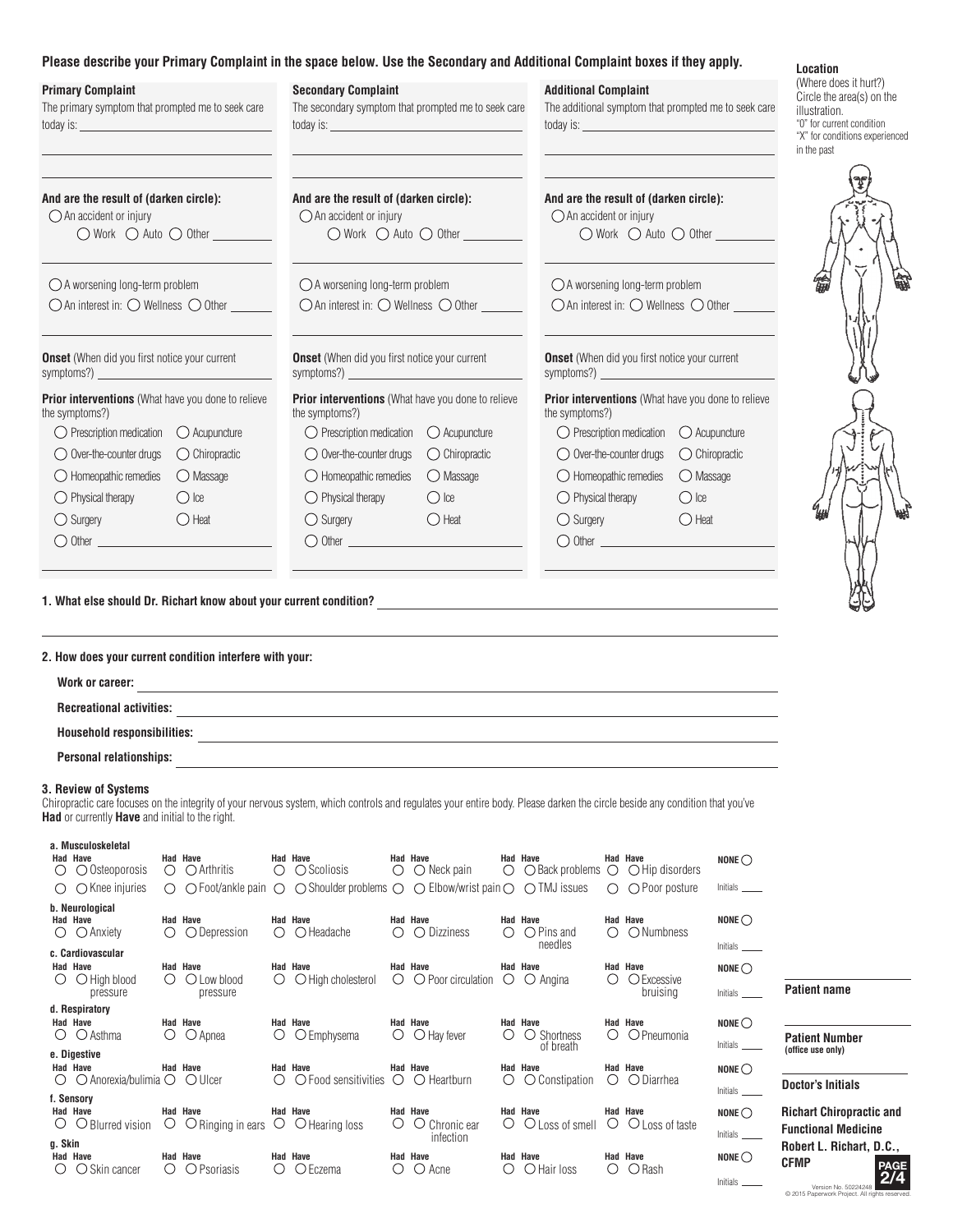**Please describe your Primary Complaint in the space below. Use the Secondary and Additional Complaint boxes if they apply.**

**Primary Complaint**

The primary symptom that prompted me to seek care today is: ______________________

**And are the result of (darken circle):**

- ◯ An accident or injury
  - ◯ Work ◯ Auto ◯ Other ________
- ◯ A worsening long-term problem
- ◯ An interest in: ◯ Wellness ◯ Other ________

**Onset** (When did you first notice your current symptoms?) ______________________

**Prior interventions** (What have you done to relieve the symptoms?)

| | |
|---|---|
| ◯ Prescription medication | ◯ Acupuncture |
| ◯ Over-the-counter drugs | ◯ Chiropractic |
| ◯ Homeopathic remedies | ◯ Massage |
| ◯ Physical therapy | ◯ Ice |
| ◯ Surgery | ◯ Heat |
| ◯ Other ____________ | |

**Secondary Complaint**

The secondary symptom that prompted me to seek care today is: ______________________

**And are the result of (darken circle):**

- ◯ An accident or injury
  - ◯ Work ◯ Auto ◯ Other ________
- ◯ A worsening long-term problem
- ◯ An interest in: ◯ Wellness ◯ Other ________

**Onset** (When did you first notice your current symptoms?) ______________________

**Prior interventions** (What have you done to relieve the symptoms?)

| | |
|---|---|
| ◯ Prescription medication | ◯ Acupuncture |
| ◯ Over-the-counter drugs | ◯ Chiropractic |
| ◯ Homeopathic remedies | ◯ Massage |
| ◯ Physical therapy | ◯ Ice |
| ◯ Surgery | ◯ Heat |
| ◯ Other ____________ | |

**Additional Complaint**

The additional symptom that prompted me to seek care today is: ______________________

**And are the result of (darken circle):**

- ◯ An accident or injury
  - ◯ Work ◯ Auto ◯ Other ________
- ◯ A worsening long-term problem
- ◯ An interest in: ◯ Wellness ◯ Other ________

**Onset** (When did you first notice your current symptoms?) ______________________

**Prior interventions** (What have you done to relieve the symptoms?)

| | |
|---|---|
| ◯ Prescription medication | ◯ Acupuncture |
| ◯ Over-the-counter drugs | ◯ Chiropractic |
| ◯ Homeopathic remedies | ◯ Massage |
| ◯ Physical therapy | ◯ Ice |
| ◯ Surgery | ◯ Heat |
| ◯ Other ____________ | |

**Location**

(Where does it hurt?) Circle the area(s) on the illustration.
"O" for current condition
"X" for conditions experienced in the past

**1. What else should Dr. Richart know about your current condition?** ______________________

**2. How does your current condition interfere with your:**

**Work or career:** ______________________

**Recreational activities:** ______________________

**Household responsibilities:** ______________________

**Personal relationships:** ______________________

**3. Review of Systems**

Chiropractic care focuses on the integrity of your nervous system, which controls and regulates your entire body. Please darken the circle beside any condition that you've **Had** or currently **Have** and initial to the right.

**a. Musculoskeletal**

| Had | Have | Condition | Had | Have | Condition | Had | Have | Condition | Had | Have | Condition | Had | Have | Condition | Had | Have | Condition | |
|---|---|---|---|---|---|---|---|---|---|---|---|---|---|---|---|---|---|---|
| ◯ | ◯ | Osteoporosis | ◯ | ◯ | Arthritis | ◯ | ◯ | Scoliosis | ◯ | ◯ | Neck pain | ◯ | ◯ | Back problems | ◯ | ◯ | Hip disorders | NONE ◯ |
| ◯ | ◯ | Knee injuries | ◯ | ◯ | Foot/ankle pain | ◯ | ◯ | Shoulder problems | ◯ | ◯ | Elbow/wrist pain | ◯ | ◯ | TMJ issues | ◯ | ◯ | Poor posture | Initials ____ |

**b. Neurological**

| Had | Have | Condition | Had | Have | Condition | Had | Have | Condition | Had | Have | Condition | Had | Have | Condition | Had | Have | Condition | |
|---|---|---|---|---|---|---|---|---|---|---|---|---|---|---|---|---|---|---|
| ◯ | ◯ | Anxiety | ◯ | ◯ | Depression | ◯ | ◯ | Headache | ◯ | ◯ | Dizziness | ◯ | ◯ | Pins and needles | ◯ | ◯ | Numbness | NONE ◯ Initials ____ |

**c. Cardiovascular**

| Had | Have | Condition | Had | Have | Condition | Had | Have | Condition | Had | Have | Condition | Had | Have | Condition | Had | Have | Condition | |
|---|---|---|---|---|---|---|---|---|---|---|---|---|---|---|---|---|---|---|
| ◯ | ◯ | High blood pressure | ◯ | ◯ | Low blood pressure | ◯ | ◯ | High cholesterol | ◯ | ◯ | Poor circulation | ◯ | ◯ | Angina | ◯ | ◯ | Excessive bruising | NONE ◯ Initials ____ |

**d. Respiratory**

| Had | Have | Condition | Had | Have | Condition | Had | Have | Condition | Had | Have | Condition | Had | Have | Condition | Had | Have | Condition | |
|---|---|---|---|---|---|---|---|---|---|---|---|---|---|---|---|---|---|---|
| ◯ | ◯ | Asthma | ◯ | ◯ | Apnea | ◯ | ◯ | Emphysema | ◯ | ◯ | Hay fever | ◯ | ◯ | Shortness of breath | ◯ | ◯ | Pneumonia | NONE ◯ Initials ____ |

**e. Digestive**

| Had | Have | Condition | Had | Have | Condition | Had | Have | Condition | Had | Have | Condition | Had | Have | Condition | Had | Have | Condition | |
|---|---|---|---|---|---|---|---|---|---|---|---|---|---|---|---|---|---|---|
| ◯ | ◯ | Anorexia/bulimia | ◯ | ◯ | Ulcer | ◯ | ◯ | Food sensitivities | ◯ | ◯ | Heartburn | ◯ | ◯ | Constipation | ◯ | ◯ | Diarrhea | NONE ◯ Initials ____ |

**f. Sensory**

| Had | Have | Condition | Had | Have | Condition | Had | Have | Condition | Had | Have | Condition | Had | Have | Condition | Had | Have | Condition | |
|---|---|---|---|---|---|---|---|---|---|---|---|---|---|---|---|---|---|---|
| ◯ | ◯ | Blurred vision | ◯ | ◯ | Ringing in ears | ◯ | ◯ | Hearing loss | ◯ | ◯ | Chronic ear infection | ◯ | ◯ | Loss of smell | ◯ | ◯ | Loss of taste | NONE ◯ Initials ____ |

**g. Skin**

| Had | Have | Condition | Had | Have | Condition | Had | Have | Condition | Had | Have | Condition | Had | Have | Condition | Had | Have | Condition | |
|---|---|---|---|---|---|---|---|---|---|---|---|---|---|---|---|---|---|---|
| ◯ | ◯ | Skin cancer | ◯ | ◯ | Psoriasis | ◯ | ◯ | Eczema | ◯ | ◯ | Acne | ◯ | ◯ | Hair loss | ◯ | ◯ | Rash | NONE ◯ Initials ____ |

______________________
**Patient name**

______________________
**Patient Number** (office use only)

______________________
**Doctor's Initials**

**Richart Chiropractic and Functional Medicine**
**Robert L. Richart, D.C., CFMP**

Version No. 50224248
© 2015 Paperwork Project. All rights reserved.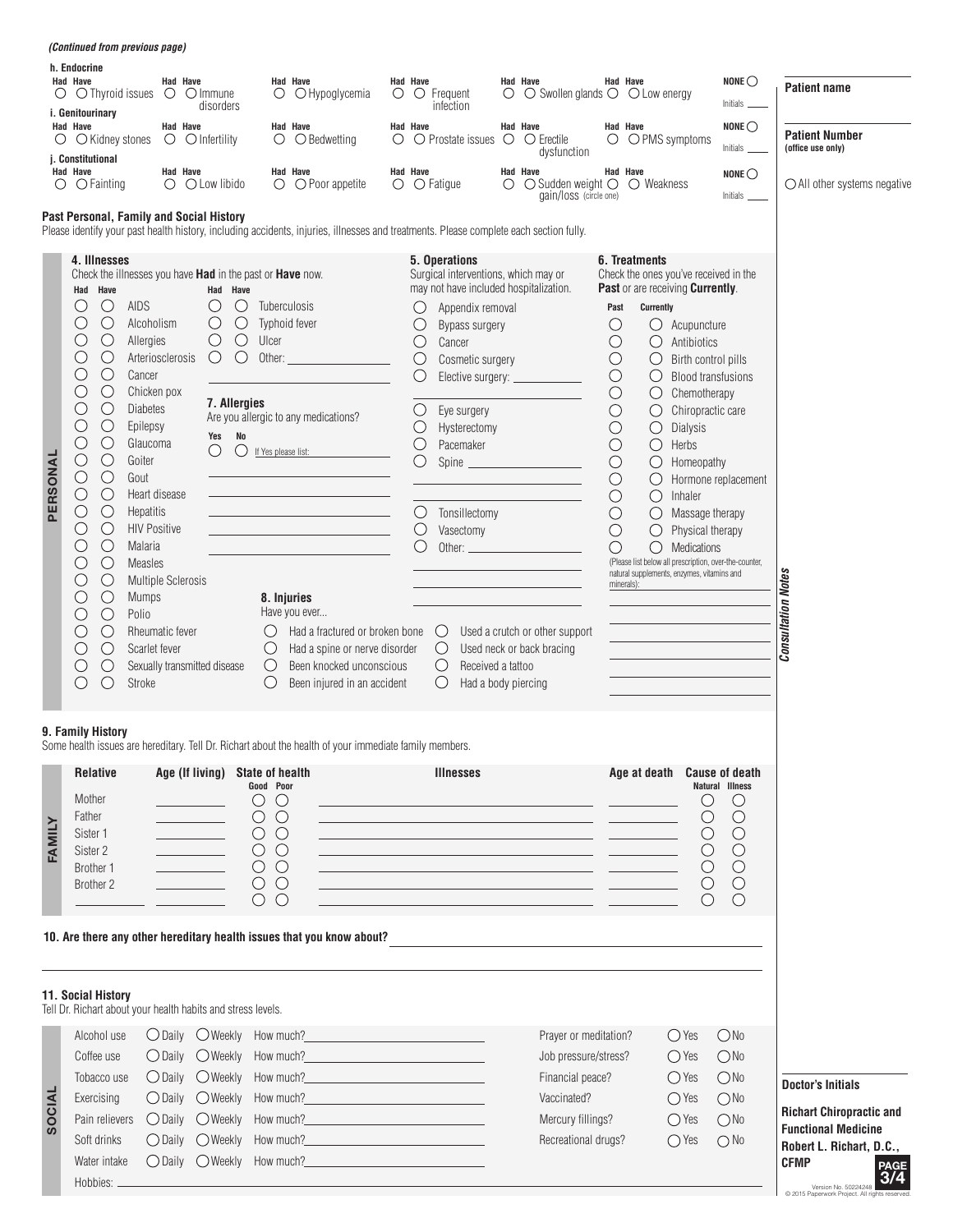*(Continued from previous page)*

**h. Endocrine**

| Had | Have | | Had | Have | | Had | Have | | Had | Have | | Had | Have | | Had | Have | | |
|---|---|---|---|---|---|---|---|---|---|---|---|---|---|---|---|---|---|---|
| ○ | ○ | Thyroid issues | ○ | ○ | Immune disorders | ○ | ○ | Hypoglycemia | ○ | ○ | Frequent infection | ○ | ○ | Swollen glands | ○ | ○ | Low energy | NONE ○ Initials ____ |

**i. Genitourinary**

| Had | Have | | Had | Have | | Had | Have | | Had | Have | | Had | Have | | Had | Have | | |
|---|---|---|---|---|---|---|---|---|---|---|---|---|---|---|---|---|---|---|
| ○ | ○ | Kidney stones | ○ | ○ | Infertility | ○ | ○ | Bedwetting | ○ | ○ | Prostate issues | ○ | ○ | Erectile dysfunction | ○ | ○ | PMS symptoms | NONE ○ Initials ____ |

**j. Constitutional**

| Had | Have | | Had | Have | | Had | Have | | Had | Have | | Had | Have | | Had | Have | | |
|---|---|---|---|---|---|---|---|---|---|---|---|---|---|---|---|---|---|---|
| ○ | ○ | Fainting | ○ | ○ | Low libido | ○ | ○ | Poor appetite | ○ | ○ | Fatigue | ○ | ○ | Sudden weight gain/loss (circle one) | ○ | ○ | Weakness | NONE ○ Initials ____ |

**Patient name** ____________

**Patient Number** (office use only) ____________

○ All other systems negative

## Past Personal, Family and Social History

Please identify your past health history, including accidents, injuries, illnesses and treatments. Please complete each section fully.

### PERSONAL

**4. Illnesses**

Check the illnesses you have **Had** in the past or **Have** now.

| Had | Have | Illness | Had | Have | Illness |
|---|---|---|---|---|---|
| ○ | ○ | AIDS | ○ | ○ | Tuberculosis |
| ○ | ○ | Alcoholism | ○ | ○ | Typhoid fever |
| ○ | ○ | Allergies | ○ | ○ | Ulcer |
| ○ | ○ | Arteriosclerosis | ○ | ○ | Other: ____________ |
| ○ | ○ | Cancer | | | |
| ○ | ○ | Chicken pox | | | |
| ○ | ○ | Diabetes | | | |
| ○ | ○ | Epilepsy | | | |
| ○ | ○ | Glaucoma | | | |
| ○ | ○ | Goiter | | | |
| ○ | ○ | Gout | | | |
| ○ | ○ | Heart disease | | | |
| ○ | ○ | Hepatitis | | | |
| ○ | ○ | HIV Positive | | | |
| ○ | ○ | Malaria | | | |
| ○ | ○ | Measles | | | |
| ○ | ○ | Multiple Sclerosis | | | |
| ○ | ○ | Mumps | | | |
| ○ | ○ | Polio | | | |
| ○ | ○ | Rheumatic fever | | | |
| ○ | ○ | Scarlet fever | | | |
| ○ | ○ | Sexually transmitted disease | | | |
| ○ | ○ | Stroke | | | |

**7. Allergies**

Are you allergic to any medications?

Yes ○ No ○ If Yes please list: ____________

**8. Injuries**

Have you ever...

- ○ Had a fractured or broken bone
- ○ Had a spine or nerve disorder
- ○ Been knocked unconscious
- ○ Been injured in an accident
- ○ Used a crutch or other support
- ○ Used neck or back bracing
- ○ Received a tattoo
- ○ Had a body piercing

**5. Operations**

Surgical interventions, which may or may not have included hospitalization.

- ○ Appendix removal
- ○ Bypass surgery
- ○ Cancer
- ○ Cosmetic surgery
- ○ Elective surgery: ____________
- ○ Eye surgery
- ○ Hysterectomy
- ○ Pacemaker
- ○ Spine ____________
- ○ Tonsillectomy
- ○ Vasectomy
- ○ Other: ____________

**6. Treatments**

Check the ones you've received in the **Past** or are receiving **Currently**.

| Past | Currently | Treatment |
|---|---|---|
| ○ | ○ | Acupuncture |
| ○ | ○ | Antibiotics |
| ○ | ○ | Birth control pills |
| ○ | ○ | Blood transfusions |
| ○ | ○ | Chemotherapy |
| ○ | ○ | Chiropractic care |
| ○ | ○ | Dialysis |
| ○ | ○ | Herbs |
| ○ | ○ | Homeopathy |
| ○ | ○ | Hormone replacement |
| ○ | ○ | Inhaler |
| ○ | ○ | Massage therapy |
| ○ | ○ | Physical therapy |
| ○ | ○ | Medications |

(Please list below all prescription, over-the-counter, natural supplements, enzymes, vitamins and minerals): ____________

*Consultation Notes*

### FAMILY

**9. Family History**

Some health issues are hereditary. Tell Dr. Richart about the health of your immediate family members.

| Relative | Age (If living) | State of health: Good | Poor | Illnesses | Age at death | Cause of death: Natural | Illness |
|---|---|---|---|---|---|---|---|
| Mother | | ○ | ○ | | | ○ | ○ |
| Father | | ○ | ○ | | | ○ | ○ |
| Sister 1 | | ○ | ○ | | | ○ | ○ |
| Sister 2 | | ○ | ○ | | | ○ | ○ |
| Brother 1 | | ○ | ○ | | | ○ | ○ |
| Brother 2 | | ○ | ○ | | | ○ | ○ |
| ____ | | ○ | ○ | | | ○ | ○ |

**10. Are there any other hereditary health issues that you know about?** ____________

### SOCIAL

**11. Social History**

Tell Dr. Richart about your health habits and stress levels.

| Habit | Daily | Weekly | How much? |
|---|---|---|---|
| Alcohol use | ○ | ○ | |
| Coffee use | ○ | ○ | |
| Tobacco use | ○ | ○ | |
| Exercising | ○ | ○ | |
| Pain relievers | ○ | ○ | |
| Soft drinks | ○ | ○ | |
| Water intake | ○ | ○ | |

| Question | Yes | No |
|---|---|---|
| Prayer or meditation? | ○ | ○ |
| Job pressure/stress? | ○ | ○ |
| Financial peace? | ○ | ○ |
| Vaccinated? | ○ | ○ |
| Mercury fillings? | ○ | ○ |
| Recreational drugs? | ○ | ○ |

Hobbies: ____________

**Doctor's Initials** ____________

**Richart Chiropractic and Functional Medicine**
**Robert L. Richart, D.C., CFMP**

Version No. 50224248
© 2015 Paperwork Project. All rights reserved.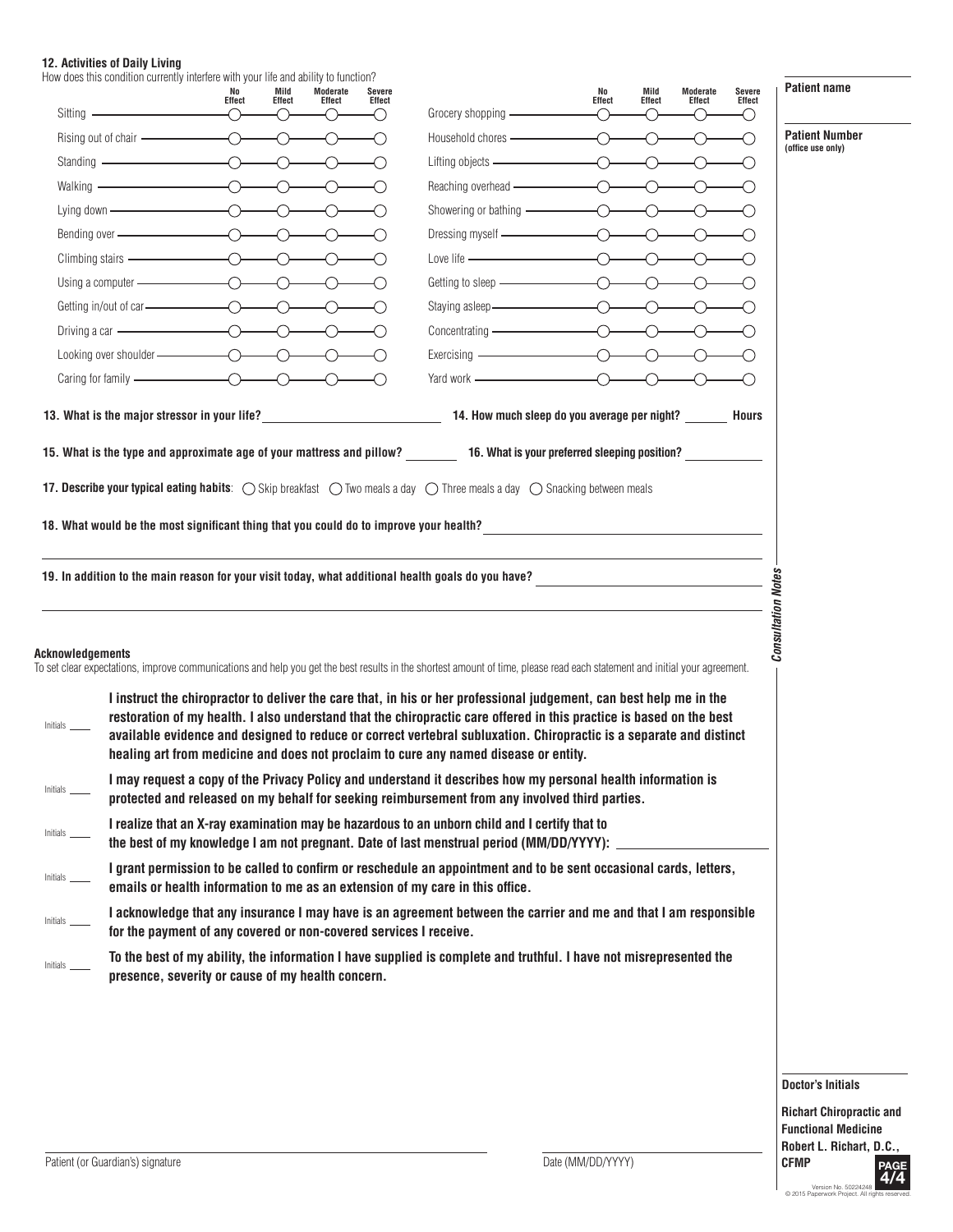**12. Activities of Daily Living**

How does this condition currently interfere with your life and ability to function?

| | No Effect | Mild Effect | Moderate Effect | Severe Effect |
|---|---|---|---|---|
| Sitting | ○ | ○ | ○ | ○ |
| Rising out of chair | ○ | ○ | ○ | ○ |
| Standing | ○ | ○ | ○ | ○ |
| Walking | ○ | ○ | ○ | ○ |
| Lying down | ○ | ○ | ○ | ○ |
| Bending over | ○ | ○ | ○ | ○ |
| Climbing stairs | ○ | ○ | ○ | ○ |
| Using a computer | ○ | ○ | ○ | ○ |
| Getting in/out of car | ○ | ○ | ○ | ○ |
| Driving a car | ○ | ○ | ○ | ○ |
| Looking over shoulder | ○ | ○ | ○ | ○ |
| Caring for family | ○ | ○ | ○ | ○ |

| | No Effect | Mild Effect | Moderate Effect | Severe Effect |
|---|---|---|---|---|
| Grocery shopping | ○ | ○ | ○ | ○ |
| Household chores | ○ | ○ | ○ | ○ |
| Lifting objects | ○ | ○ | ○ | ○ |
| Reaching overhead | ○ | ○ | ○ | ○ |
| Showering or bathing | ○ | ○ | ○ | ○ |
| Dressing myself | ○ | ○ | ○ | ○ |
| Love life | ○ | ○ | ○ | ○ |
| Getting to sleep | ○ | ○ | ○ | ○ |
| Staying asleep | ○ | ○ | ○ | ○ |
| Concentrating | ○ | ○ | ○ | ○ |
| Exercising | ○ | ○ | ○ | ○ |
| Yard work | ○ | ○ | ○ | ○ |

**13. What is the major stressor in your life?** ______________________

**14. How much sleep do you average per night?** ______ **Hours**

**15. What is the type and approximate age of your mattress and pillow?** ________

**16. What is your preferred sleeping position?** ________

**17. Describe your typical eating habits**: ○ Skip breakfast ○ Two meals a day ○ Three meals a day ○ Snacking between meals

**18. What would be the most significant thing that you could do to improve your health?** ______________________

**19. In addition to the main reason for your visit today, what additional health goals do you have?** ______________________

**Acknowledgements**

To set clear expectations, improve communications and help you get the best results in the shortest amount of time, please read each statement and initial your agreement.

Initials ____ **I instruct the chiropractor to deliver the care that, in his or her professional judgement, can best help me in the restoration of my health. I also understand that the chiropractic care offered in this practice is based on the best available evidence and designed to reduce or correct vertebral subluxation. Chiropractic is a separate and distinct healing art from medicine and does not proclaim to cure any named disease or entity.**

Initials ____ **I may request a copy of the Privacy Policy and understand it describes how my personal health information is protected and released on my behalf for seeking reimbursement from any involved third parties.**

Initials ____ **I realize that an X-ray examination may be hazardous to an unborn child and I certify that to the best of my knowledge I am not pregnant. Date of last menstrual period (MM/DD/YYYY):** ____________

Initials ____ **I grant permission to be called to confirm or reschedule an appointment and to be sent occasional cards, letters, emails or health information to me as an extension of my care in this office.**

Initials ____ **I acknowledge that any insurance I may have is an agreement between the carrier and me and that I am responsible for the payment of any covered or non-covered services I receive.**

Initials ____ **To the best of my ability, the information I have supplied is complete and truthful. I have not misrepresented the presence, severity or cause of my health concern.**

Patient (or Guardian's) signature ______________________ Date (MM/DD/YYYY) ____________

**Patient name**

**Patient Number (office use only)**

***Consultation Notes***

**Doctor's Initials**

**Richart Chiropractic and Functional Medicine**
**Robert L. Richart, D.C., CFMP**

Version No. 50224248
© 2015 Paperwork Project. All rights reserved.